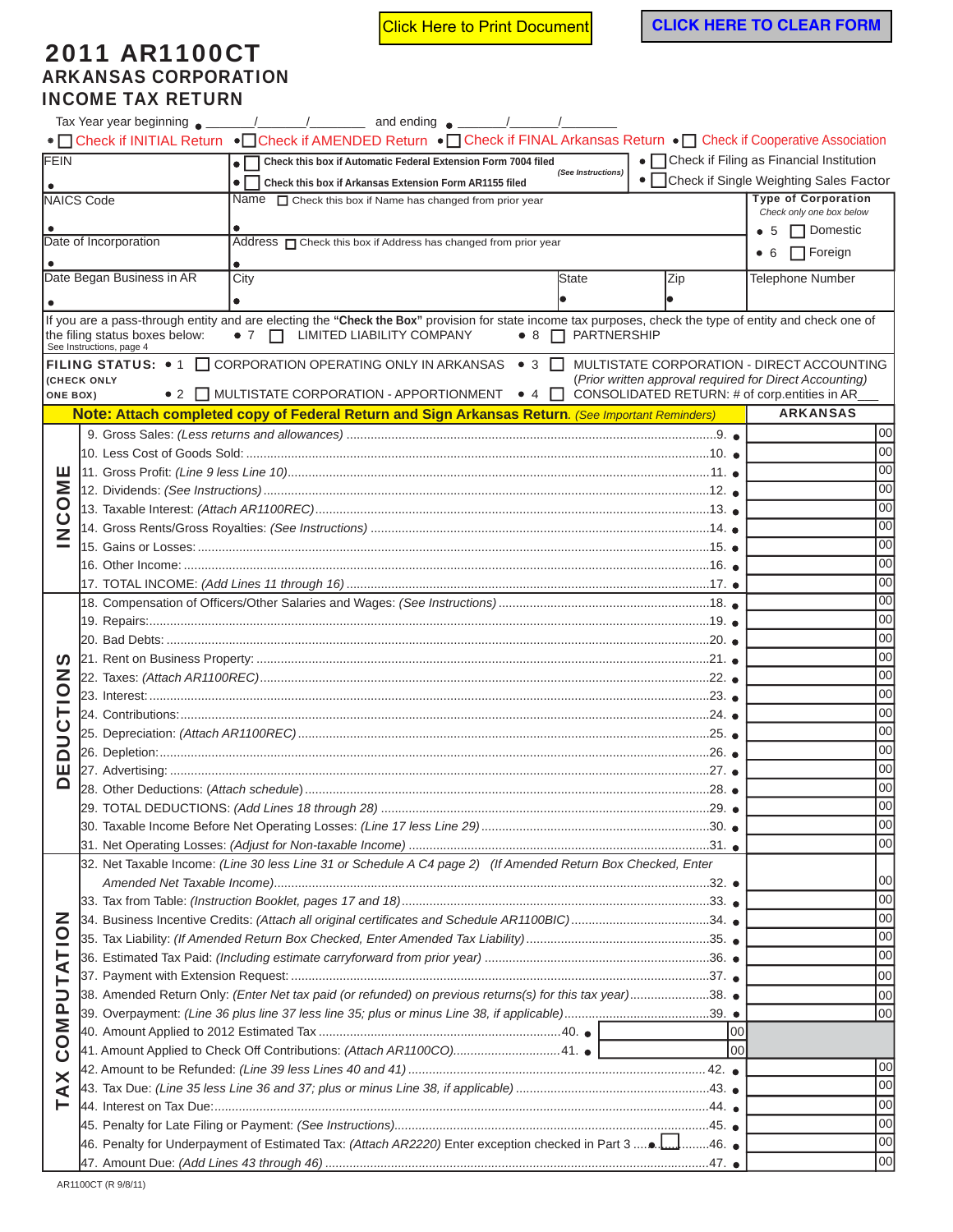Click Here to Print Document | CLICK HERE TO CLEAR FORM

# 2011 AR1100CT
## ARKANSAS CORPORATION INCOME TAX RETURN

Tax Year year beginning ● _______/_______/_________ and ending ● _______/_______/_________

● ☐ Check if INITIAL Return ● ☐ Check if AMENDED Return ● ☐ Check if FINAL Arkansas Return ● ☐ Check if Cooperative Association

| | | |
|---|---|---|
| FEIN ● | ● ☐ **Check this box if Automatic Federal Extension Form 7004 filed** *(See Instructions)* ● ☐ **Check this box if Arkansas Extension Form AR1155 filed** | ● ☐ Check if Filing as Financial Institution ● ☐ Check if Single Weighting Sales Factor |
| NAICS Code ● | Name ☐ Check this box if Name has changed from prior year ● | **Type of Corporation** *Check only one box below* ● 5 ☐ Domestic ● 6 ☐ Foreign |
| Date of Incorporation ● | Address ☐ Check this box if Address has changed from prior year ● | |
| Date Began Business in AR ● | City ● / State ● / Zip ● | Telephone Number |

If you are a pass-through entity and are electing the **"Check the Box"** provision for state income tax purposes, check the type of entity and check one of the filing status boxes below: ● 7 ☐ LIMITED LIABILITY COMPANY ● 8 ☐ PARTNERSHIP
See Instructions, page 4

**FILING STATUS:** (CHECK ONLY ONE BOX)
- ● 1 ☐ CORPORATION OPERATING ONLY IN ARKANSAS
- ● 2 ☐ MULTISTATE CORPORATION - APPORTIONMENT
- ● 3 ☐ MULTISTATE CORPORATION - DIRECT ACCOUNTING *(Prior written approval required for Direct Accounting)*
- ● 4 ☐ CONSOLIDATED RETURN: # of corp.entities in AR___

**Note: Attach completed copy of Federal Return and Sign Arkansas Return.** *(See Important Reminders)*

| Section | Line | ARKANSAS |
|---|---|---|
| INCOME | 9. Gross Sales: *(Less returns and allowances)* ....9. ● | 00 |
| | 10. Less Cost of Goods Sold: ....10. ● | 00 |
| | 11. Gross Profit: *(Line 9 less Line 10)* ....11. ● | 00 |
| | 12. Dividends: *(See Instructions)* ....12. ● | 00 |
| | 13. Taxable Interest: *(Attach AR1100REC)* ....13. ● | 00 |
| | 14. Gross Rents/Gross Royalties: *(See Instructions)* ....14. ● | 00 |
| | 15. Gains or Losses: ....15. ● | 00 |
| | 16. Other Income: ....16. ● | 00 |
| | 17. TOTAL INCOME: *(Add Lines 11 through 16)* ....17. ● | 00 |
| DEDUCTIONS | 18. Compensation of Officers/Other Salaries and Wages: *(See Instructions)* ....18. ● | 00 |
| | 19. Repairs: ....19. ● | 00 |
| | 20. Bad Debts: ....20. ● | 00 |
| | 21. Rent on Business Property: ....21. ● | 00 |
| | 22. Taxes: *(Attach AR1100REC)* ....22. ● | 00 |
| | 23. Interest: ....23. ● | 00 |
| | 24. Contributions: ....24. ● | 00 |
| | 25. Depreciation: *(Attach AR1100REC)* ....25. ● | 00 |
| | 26. Depletion: ....26. ● | 00 |
| | 27. Advertising: ....27. ● | 00 |
| | 28. Other Deductions: *(Attach schedule)* ....28. ● | 00 |
| | 29. TOTAL DEDUCTIONS: *(Add Lines 18 through 28)* ....29. ● | 00 |
| | 30. Taxable Income Before Net Operating Losses: *(Line 17 less Line 29)* ....30. ● | 00 |
| | 31. Net Operating Losses: *(Adjust for Non-taxable Income)* ....31. ● | 00 |
| TAX COMPUTATION | 32. Net Taxable Income: *(Line 30 less Line 31 or Schedule A C4 page 2) (If Amended Return Box Checked, Enter Amended Net Taxable Income)* ....32. ● | 00 |
| | 33. Tax from Table: *(Instruction Booklet, pages 17 and 18)* ....33. ● | 00 |
| | 34. Business Incentive Credits: *(Attach all original certificates and Schedule AR1100BIC)* ....34. ● | 00 |
| | 35. Tax Liability: *(If Amended Return Box Checked, Enter Amended Tax Liability)* ....35. ● | 00 |
| | 36. Estimated Tax Paid: *(Including estimate carryforward from prior year)* ....36. ● | 00 |
| | 37. Payment with Extension Request: ....37. ● | 00 |
| | 38. Amended Return Only: *(Enter Net tax paid (or refunded) on previous returns(s) for this tax year)* ....38. ● | 00 |
| | 39. Overpayment: *(Line 36 plus line 37 less line 35; plus or minus Line 38, if applicable)* ....39. ● | 00 |
| | 40. Amount Applied to 2012 Estimated Tax ....40. ● ______ 00 | |
| | 41. Amount Applied to Check Off Contributions: *(Attach AR1100CO)* ....41. ● ______ 00 | |
| | 42. Amount to be Refunded: *(Line 39 less Lines 40 and 41)* ....42. ● | 00 |
| | 43. Tax Due: *(Line 35 less Line 36 and 37; plus or minus Line 38, if applicable)* ....43. ● | 00 |
| | 44. Interest on Tax Due: ....44. ● | 00 |
| | 45. Penalty for Late Filing or Payment: *(See Instructions)* ....45. ● | 00 |
| | 46. Penalty for Underpayment of Estimated Tax: *(Attach AR2220)* Enter exception checked in Part 3 ....● ☐ ....46. ● | 00 |
| | 47. Amount Due: *(Add Lines 43 through 46)* ....47. ● | 00 |

AR1100CT (R 9/8/11)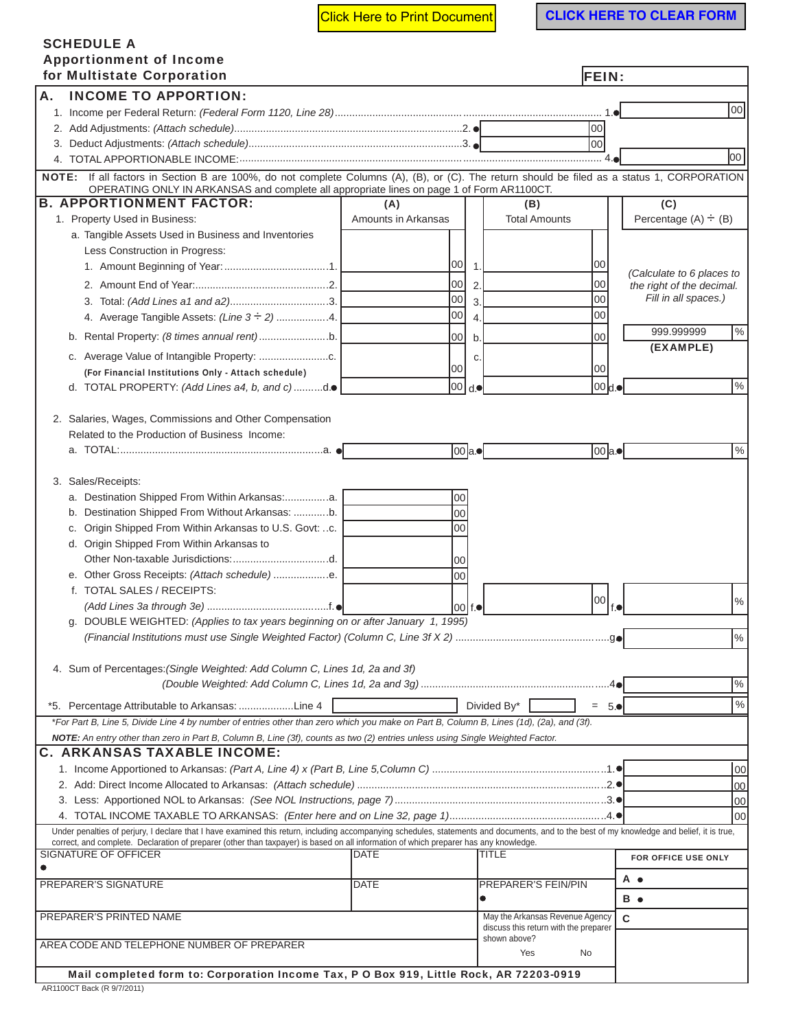Click Here to Print Document

CLICK HERE TO CLEAR FORM

# SCHEDULE A
## Apportionment of Income for Multistate Corporation

**FEIN:**

## A. INCOME TO APPORTION:

| | | | |
|---|---|---|---|
| 1. Income per Federal Return: *(Federal Form 1120, Line 28)* | | 1. | 00 |
| 2. Add Adjustments: *(Attach schedule)* | 2. | 00 | |
| 3. Deduct Adjustments: *(Attach schedule)* | 3. | 00 | |
| 4. TOTAL APPORTIONABLE INCOME: | | 4. | 00 |

**NOTE:** If all factors in Section B are 100%, do not complete Columns (A), (B), or (C). The return should be filed as a status 1, CORPORATION OPERATING ONLY IN ARKANSAS and complete all appropriate lines on page 1 of Form AR1100CT.

## B. APPORTIONMENT FACTOR:

| | (A) Amounts in Arkansas | (B) Total Amounts | (C) Percentage (A) ÷ (B) |
|---|---|---|---|
| 1. Property Used in Business: | | | |
| a. Tangible Assets Used in Business and Inventories Less Construction in Progress: | | | |
| 1. Amount Beginning of Year: 1. | 00 | 1. 00 | *(Calculate to 6 places to the right of the decimal. Fill in all spaces.)* |
| 2. Amount End of Year: 2. | 00 | 2. 00 | |
| 3. Total: *(Add Lines a1 and a2)* 3. | 00 | 3. 00 | |
| 4. Average Tangible Assets: *(Line 3 ÷ 2)* 4. | 00 | 4. 00 | |
| b. Rental Property: *(8 times annual rent)* b. | 00 | b. 00 | 999.999999 % **(EXAMPLE)** |
| c. Average Value of Intangible Property: c. **(For Financial Institutions Only - Attach schedule)** | 00 | c. 00 | |
| d. TOTAL PROPERTY: *(Add Lines a4, b, and c)* d. | 00 | d. 00 | d. % |
| 2. Salaries, Wages, Commissions and Other Compensation Related to the Production of Business Income: | | | |
| a. TOTAL: a. | 00 | a. 00 | a. % |
| 3. Sales/Receipts: | | | |
| a. Destination Shipped From Within Arkansas: a. | 00 | | |
| b. Destination Shipped From Without Arkansas: b. | 00 | | |
| c. Origin Shipped From Within Arkansas to U.S. Govt: c. | 00 | | |
| d. Origin Shipped From Within Arkansas to Other Non-taxable Jurisdictions: d. | 00 | | |
| e. Other Gross Receipts: *(Attach schedule)* e. | 00 | | |
| f. TOTAL SALES / RECEIPTS: *(Add Lines 3a through 3e)* f. | 00 | f. 00 | f. % |
| g. DOUBLE WEIGHTED: *(Applies to tax years beginning on or after January 1, 1995)* *(Financial Institutions must use Single Weighted Factor) (Column C, Line 3f X 2)* g. | | | % |
| 4. Sum of Percentages: *(Single Weighted: Add Column C, Lines 1d, 2a and 3f)* *(Double Weighted: Add Column C, Lines 1d, 2a and 3g)* 4. | | | % |
| *5. Percentage Attributable to Arkansas: Line 4 ______ Divided By* ______ = 5. | | | % |

**For Part B, Line 5, Divide Line 4 by number of entries other than zero which you make on Part B, Column B, Lines (1d), (2a), and (3f).*

***NOTE:** An entry other than zero in Part B, Column B, Line (3f), counts as two (2) entries unless using Single Weighted Factor.*

## C. ARKANSAS TAXABLE INCOME:

| | | |
|---|---|---|
| 1. Income Apportioned to Arkansas: *(Part A, Line 4) x (Part B, Line 5,Column C)* | 1. | 00 |
| 2. Add: Direct Income Allocated to Arkansas: *(Attach schedule)* | 2. | 00 |
| 3. Less: Apportioned NOL to Arkansas: *(See NOL Instructions, page 7)* | 3. | 00 |
| 4. TOTAL INCOME TAXABLE TO ARKANSAS: *(Enter here and on Line 32, page 1)* | 4. | 00 |

Under penalties of perjury, I declare that I have examined this return, including accompanying schedules, statements and documents, and to the best of my knowledge and belief, it is true, correct, and complete. Declaration of preparer (other than taxpayer) is based on all information of which preparer has any knowledge.

| | | | |
|---|---|---|---|
| SIGNATURE OF OFFICER | DATE | TITLE | FOR OFFICE USE ONLY |
| PREPARER'S SIGNATURE | DATE | PREPARER'S FEIN/PIN | A |
| | | | B |
| PREPARER'S PRINTED NAME | | May the Arkansas Revenue Agency discuss this return with the preparer shown above? Yes No | C |
| AREA CODE AND TELEPHONE NUMBER OF PREPARER | | | |

**Mail completed form to: Corporation Income Tax, P O Box 919, Little Rock, AR 72203-0919**

AR1100CT Back (R 9/7/2011)